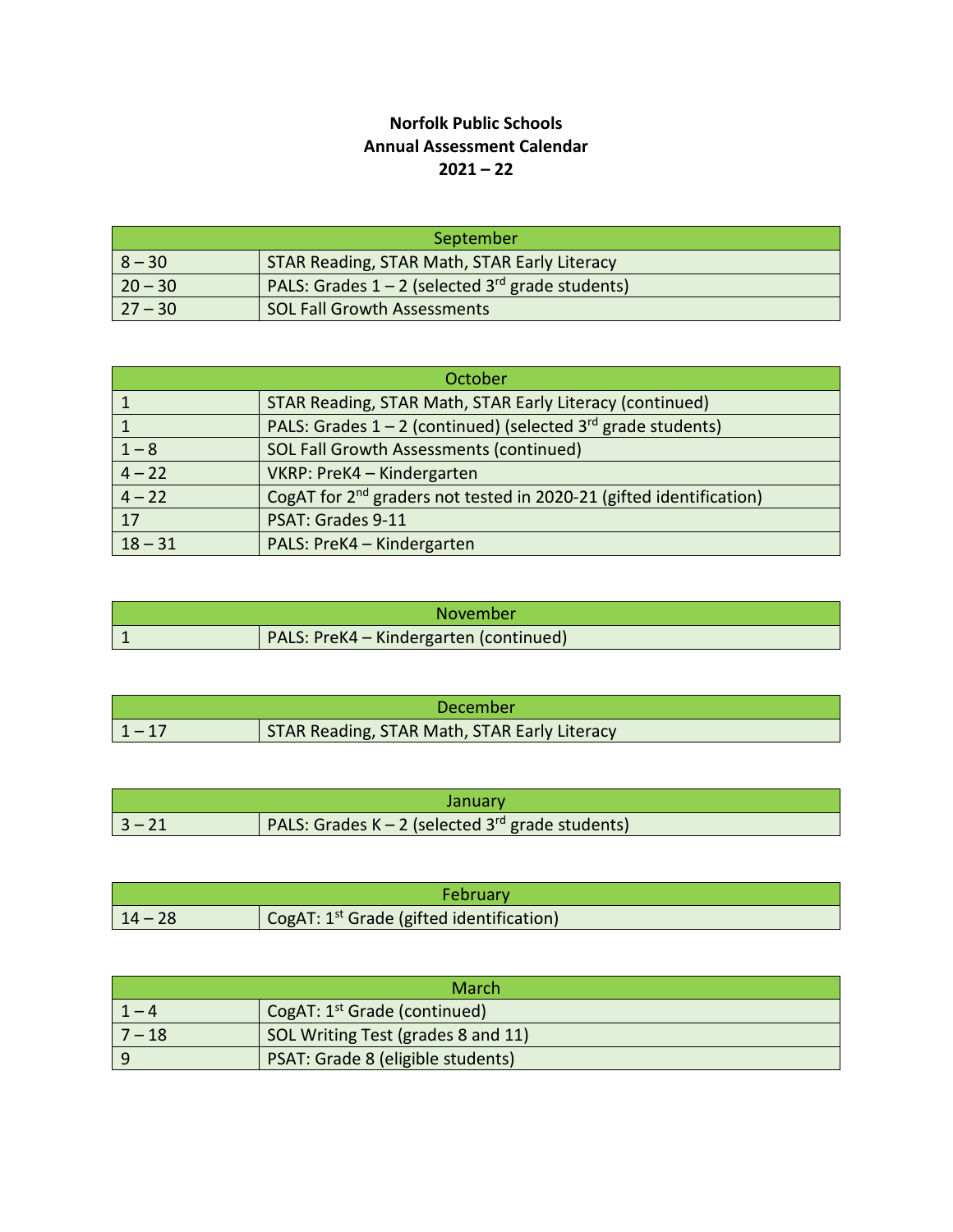**Norfolk Public Schools**
**Annual Assessment Calendar**
**2021 – 22**

| September | |
|---|---|
| 8 – 30 | STAR Reading, STAR Math, STAR Early Literacy |
| 20 – 30 | PALS: Grades 1 – 2 (selected 3rd grade students) |
| 27 – 30 | SOL Fall Growth Assessments |

| October | |
|---|---|
| 1 | STAR Reading, STAR Math, STAR Early Literacy (continued) |
| 1 | PALS: Grades 1 – 2 (continued) (selected 3rd grade students) |
| 1 – 8 | SOL Fall Growth Assessments (continued) |
| 4 – 22 | VKRP: PreK4 – Kindergarten |
| 4 – 22 | CogAT for 2nd graders not tested in 2020-21 (gifted identification) |
| 17 | PSAT: Grades 9-11 |
| 18 – 31 | PALS: PreK4 – Kindergarten |

| November | |
|---|---|
| 1 | PALS: PreK4 – Kindergarten (continued) |

| December | |
|---|---|
| 1 – 17 | STAR Reading, STAR Math, STAR Early Literacy |

| January | |
|---|---|
| 3 – 21 | PALS: Grades K – 2 (selected 3rd grade students) |

| February | |
|---|---|
| 14 – 28 | CogAT: 1st Grade (gifted identification) |

| March | |
|---|---|
| 1 – 4 | CogAT: 1st Grade (continued) |
| 7 – 18 | SOL Writing Test (grades 8 and 11) |
| 9 | PSAT: Grade 8 (eligible students) |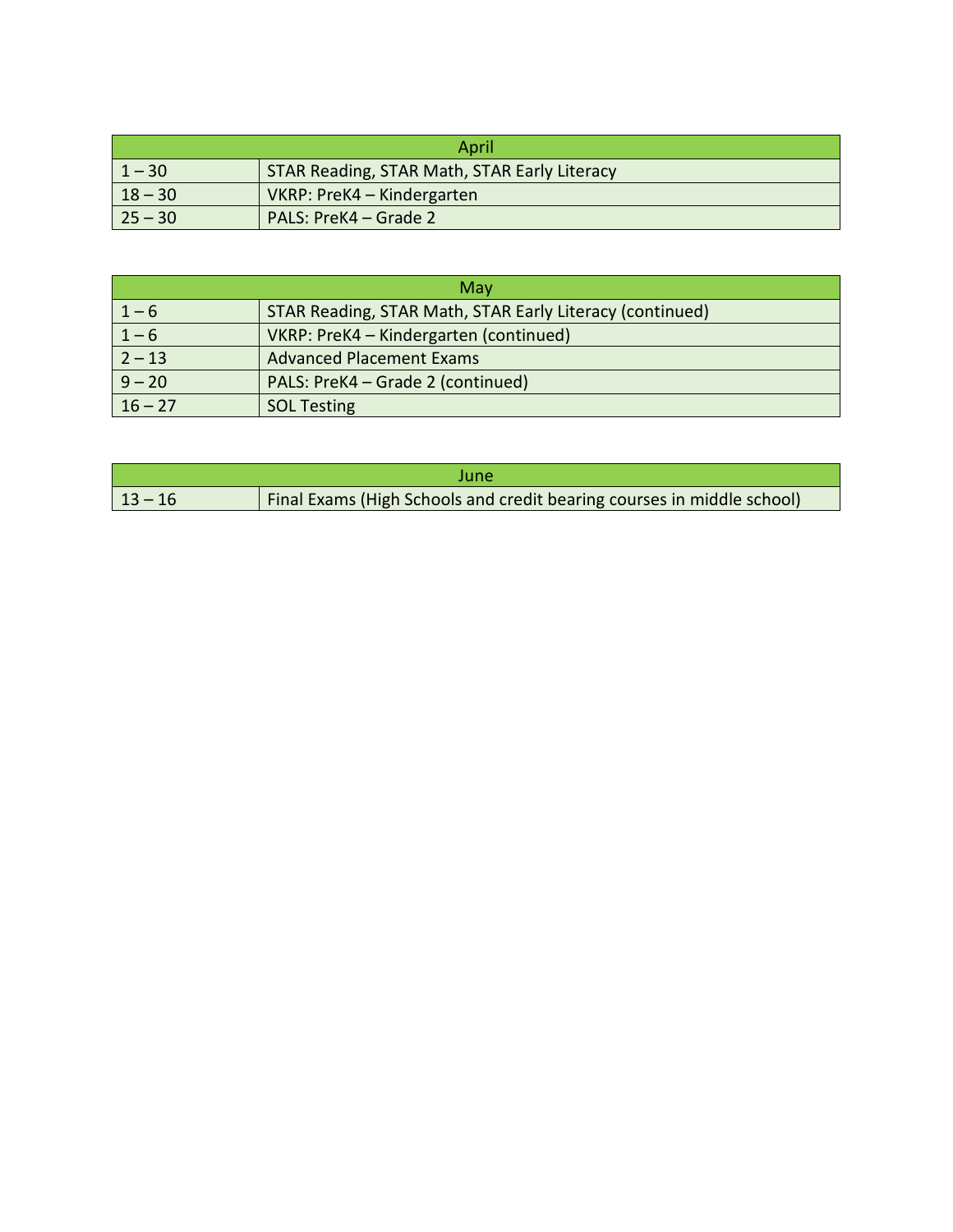| April | |
|---|---|
| 1 – 30 | STAR Reading, STAR Math, STAR Early Literacy |
| 18 – 30 | VKRP: PreK4 – Kindergarten |
| 25 – 30 | PALS: PreK4 – Grade 2 |

| May | |
|---|---|
| 1 – 6 | STAR Reading, STAR Math, STAR Early Literacy (continued) |
| 1 – 6 | VKRP: PreK4 – Kindergarten (continued) |
| 2 – 13 | Advanced Placement Exams |
| 9 – 20 | PALS: PreK4 – Grade 2 (continued) |
| 16 – 27 | SOL Testing |

| June | |
|---|---|
| 13 – 16 | Final Exams (High Schools and credit bearing courses in middle school) |